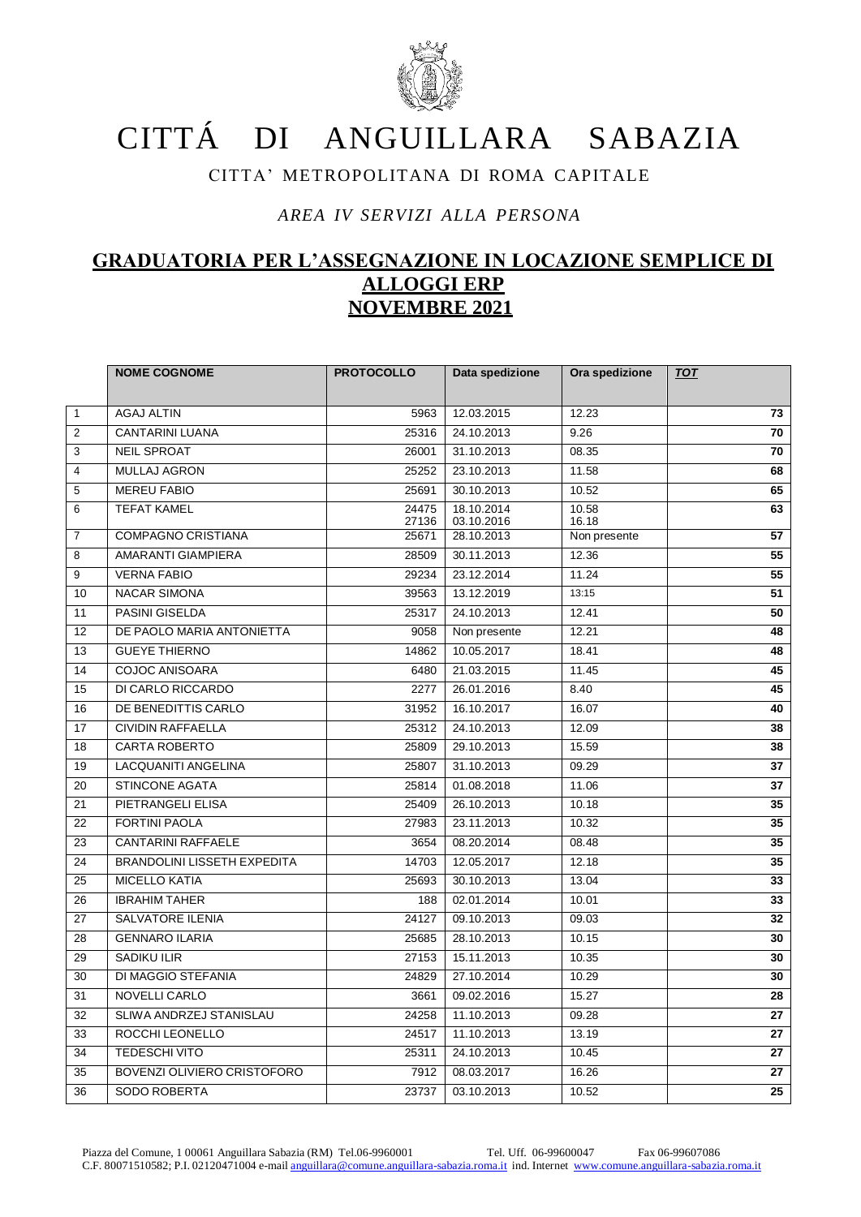# CITTÁ DI ANGUILLARA SABAZIA

## CITTA' METROPOLITANA DI ROMA CAPITALE

*AREA IV SERVIZI ALLA PERSONA*

## GRADUATORIA PER L'ASSEGNAZIONE IN LOCAZIONE SEMPLICE DI ALLOGGI ERP NOVEMBRE 2021

| | NOME COGNOME | PROTOCOLLO | Data spedizione | Ora spedizione | TOT |
|---|---|---|---|---|---|
| 1 | AGAJ ALTIN | 5963 | 12.03.2015 | 12.23 | 73 |
| 2 | CANTARINI LUANA | 25316 | 24.10.2013 | 9.26 | 70 |
| 3 | NEIL SPROAT | 26001 | 31.10.2013 | 08.35 | 70 |
| 4 | MULLAJ AGRON | 25252 | 23.10.2013 | 11.58 | 68 |
| 5 | MEREU FABIO | 25691 | 30.10.2013 | 10.52 | 65 |
| 6 | TEFAT KAMEL | 24475<br>27136 | 18.10.2014<br>03.10.2016 | 10.58<br>16.18 | 63 |
| 7 | COMPAGNO CRISTIANA | 25671 | 28.10.2013 | Non presente | 57 |
| 8 | AMARANTI GIAMPIERA | 28509 | 30.11.2013 | 12.36 | 55 |
| 9 | VERNA FABIO | 29234 | 23.12.2014 | 11.24 | 55 |
| 10 | NACAR SIMONA | 39563 | 13.12.2019 | 13:15 | 51 |
| 11 | PASINI GISELDA | 25317 | 24.10.2013 | 12.41 | 50 |
| 12 | DE PAOLO MARIA ANTONIETTA | 9058 | Non presente | 12.21 | 48 |
| 13 | GUEYE THIERNO | 14862 | 10.05.2017 | 18.41 | 48 |
| 14 | COJOC ANISOARA | 6480 | 21.03.2015 | 11.45 | 45 |
| 15 | DI CARLO RICCARDO | 2277 | 26.01.2016 | 8.40 | 45 |
| 16 | DE BENEDITTIS CARLO | 31952 | 16.10.2017 | 16.07 | 40 |
| 17 | CIVIDIN RAFFAELLA | 25312 | 24.10.2013 | 12.09 | 38 |
| 18 | CARTA ROBERTO | 25809 | 29.10.2013 | 15.59 | 38 |
| 19 | LACQUANITI ANGELINA | 25807 | 31.10.2013 | 09.29 | 37 |
| 20 | STINCONE AGATA | 25814 | 01.08.2018 | 11.06 | 37 |
| 21 | PIETRANGELI ELISA | 25409 | 26.10.2013 | 10.18 | 35 |
| 22 | FORTINI PAOLA | 27983 | 23.11.2013 | 10.32 | 35 |
| 23 | CANTARINI RAFFAELE | 3654 | 08.20.2014 | 08.48 | 35 |
| 24 | BRANDOLINI LISSETH EXPEDITA | 14703 | 12.05.2017 | 12.18 | 35 |
| 25 | MICELLO KATIA | 25693 | 30.10.2013 | 13.04 | 33 |
| 26 | IBRAHIM TAHER | 188 | 02.01.2014 | 10.01 | 33 |
| 27 | SALVATORE ILENIA | 24127 | 09.10.2013 | 09.03 | 32 |
| 28 | GENNARO ILARIA | 25685 | 28.10.2013 | 10.15 | 30 |
| 29 | SADIKU ILIR | 27153 | 15.11.2013 | 10.35 | 30 |
| 30 | DI MAGGIO STEFANIA | 24829 | 27.10.2014 | 10.29 | 30 |
| 31 | NOVELLI CARLO | 3661 | 09.02.2016 | 15.27 | 28 |
| 32 | SLIWA ANDRZEJ STANISLAU | 24258 | 11.10.2013 | 09.28 | 27 |
| 33 | ROCCHI LEONELLO | 24517 | 11.10.2013 | 13.19 | 27 |
| 34 | TEDESCHI VITO | 25311 | 24.10.2013 | 10.45 | 27 |
| 35 | BOVENZI OLIVIERO CRISTOFORO | 7912 | 08.03.2017 | 16.26 | 27 |
| 36 | SODO ROBERTA | 23737 | 03.10.2013 | 10.52 | 25 |

Piazza del Comune, 1 00061 Anguillara Sabazia (RM) Tel.06-9960001 Tel. Uff. 06-99600047 Fax 06-99607086
C.F. 80071510582; P.I. 02120471004 e-mail anguillara@comune.anguillara-sabazia.roma.it ind. Internet www.comune.anguillara-sabazia.roma.it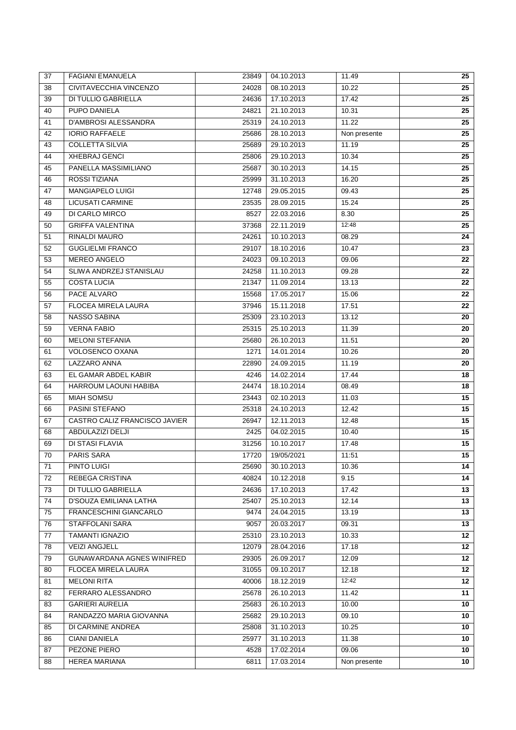| | | | | | |
|---|---|---|---|---|---|
| 37 | FAGIANI EMANUELA | 23849 | 04.10.2013 | 11.49 | 25 |
| 38 | CIVITAVECCHIA VINCENZO | 24028 | 08.10.2013 | 10.22 | 25 |
| 39 | DI TULLIO GABRIELLA | 24636 | 17.10.2013 | 17.42 | 25 |
| 40 | PUPO DANIELA | 24821 | 21.10.2013 | 10.31 | 25 |
| 41 | D'AMBROSI ALESSANDRA | 25319 | 24.10.2013 | 11.22 | 25 |
| 42 | IORIO RAFFAELE | 25686 | 28.10.2013 | Non presente | 25 |
| 43 | COLLETTA SILVIA | 25689 | 29.10.2013 | 11.19 | 25 |
| 44 | XHEBRAJ GENCI | 25806 | 29.10.2013 | 10.34 | 25 |
| 45 | PANELLA MASSIMILIANO | 25687 | 30.10.2013 | 14.15 | 25 |
| 46 | ROSSI TIZIANA | 25999 | 31.10.2013 | 16.20 | 25 |
| 47 | MANGIAPELO LUIGI | 12748 | 29.05.2015 | 09.43 | 25 |
| 48 | LICUSATI CARMINE | 23535 | 28.09.2015 | 15.24 | 25 |
| 49 | DI CARLO MIRCO | 8527 | 22.03.2016 | 8.30 | 25 |
| 50 | GRIFFA VALENTINA | 37368 | 22.11.2019 | 12:48 | 25 |
| 51 | RINALDI MAURO | 24261 | 10.10.2013 | 08.29 | 24 |
| 52 | GUGLIELMI FRANCO | 29107 | 18.10.2016 | 10.47 | 23 |
| 53 | MEREO ANGELO | 24023 | 09.10.2013 | 09.06 | 22 |
| 54 | SLIWA ANDRZEJ STANISLAU | 24258 | 11.10.2013 | 09.28 | 22 |
| 55 | COSTA LUCIA | 21347 | 11.09.2014 | 13.13 | 22 |
| 56 | PACE ALVARO | 15568 | 17.05.2017 | 15.06 | 22 |
| 57 | FLOCEA MIRELA LAURA | 37946 | 15.11.2018 | 17.51 | 22 |
| 58 | NASSO SABINA | 25309 | 23.10.2013 | 13.12 | 20 |
| 59 | VERNA FABIO | 25315 | 25.10.2013 | 11.39 | 20 |
| 60 | MELONI STEFANIA | 25680 | 26.10.2013 | 11.51 | 20 |
| 61 | VOLOSENCO OXANA | 1271 | 14.01.2014 | 10.26 | 20 |
| 62 | LAZZARO ANNA | 22890 | 24.09.2015 | 11.19 | 20 |
| 63 | EL GAMAR ABDEL KABIR | 4246 | 14.02.2014 | 17.44 | 18 |
| 64 | HARROUM LAOUNI HABIBA | 24474 | 18.10.2014 | 08.49 | 18 |
| 65 | MIAH SOMSU | 23443 | 02.10.2013 | 11.03 | 15 |
| 66 | PASINI STEFANO | 25318 | 24.10.2013 | 12.42 | 15 |
| 67 | CASTRO CALIZ FRANCISCO JAVIER | 26947 | 12.11.2013 | 12.48 | 15 |
| 68 | ABDULAZIZI DELJI | 2425 | 04.02.2015 | 10.40 | 15 |
| 69 | DI STASI FLAVIA | 31256 | 10.10.2017 | 17.48 | 15 |
| 70 | PARIS SARA | 17720 | 19/05/2021 | 11:51 | 15 |
| 71 | PINTO LUIGI | 25690 | 30.10.2013 | 10.36 | 14 |
| 72 | REBEGA CRISTINA | 40824 | 10.12.2018 | 9.15 | 14 |
| 73 | DI TULLIO GABRIELLA | 24636 | 17.10.2013 | 17.42 | 13 |
| 74 | D'SOUZA EMILIANA LATHA | 25407 | 25.10.2013 | 12.14 | 13 |
| 75 | FRANCESCHINI GIANCARLO | 9474 | 24.04.2015 | 13.19 | 13 |
| 76 | STAFFOLANI SARA | 9057 | 20.03.2017 | 09.31 | 13 |
| 77 | TAMANTI IGNAZIO | 25310 | 23.10.2013 | 10.33 | 12 |
| 78 | VEIZI ANGJELL | 12079 | 28.04.2016 | 17.18 | 12 |
| 79 | GUNAWARDANA AGNES WINIFRED | 29305 | 26.09.2017 | 12.09 | 12 |
| 80 | FLOCEA MIRELA LAURA | 31055 | 09.10.2017 | 12.18 | 12 |
| 81 | MELONI RITA | 40006 | 18.12.2019 | 12:42 | 12 |
| 82 | FERRARO ALESSANDRO | 25678 | 26.10.2013 | 11.42 | 11 |
| 83 | GARIERI AURELIA | 25683 | 26.10.2013 | 10.00 | 10 |
| 84 | RANDAZZO MARIA GIOVANNA | 25682 | 29.10.2013 | 09.10 | 10 |
| 85 | DI CARMINE ANDREA | 25808 | 31.10.2013 | 10.25 | 10 |
| 86 | CIANI DANIELA | 25977 | 31.10.2013 | 11.38 | 10 |
| 87 | PEZONE PIERO | 4528 | 17.02.2014 | 09.06 | 10 |
| 88 | HEREA MARIANA | 6811 | 17.03.2014 | Non presente | 10 |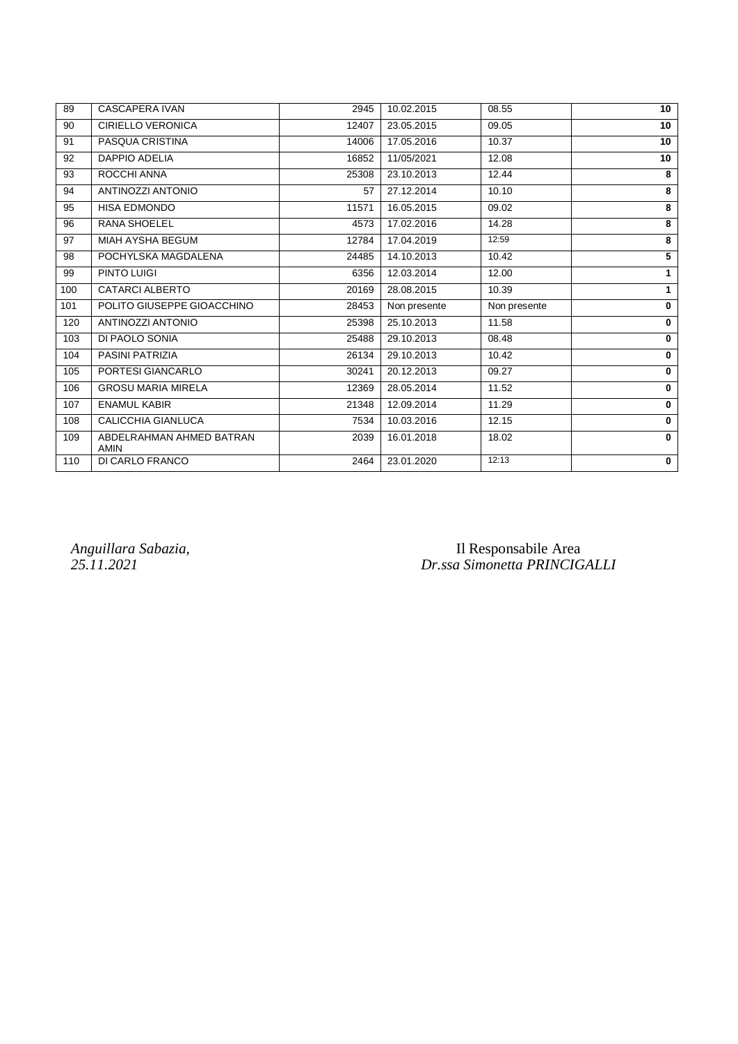| | | | | | |
|---|---|---|---|---|---|
| 89 | CASCAPERA IVAN | 2945 | 10.02.2015 | 08.55 | **10** |
| 90 | CIRIELLO VERONICA | 12407 | 23.05.2015 | 09.05 | **10** |
| 91 | PASQUA CRISTINA | 14006 | 17.05.2016 | 10.37 | **10** |
| 92 | DAPPIO ADELIA | 16852 | 11/05/2021 | 12.08 | **10** |
| 93 | ROCCHI ANNA | 25308 | 23.10.2013 | 12.44 | **8** |
| 94 | ANTINOZZI ANTONIO | 57 | 27.12.2014 | 10.10 | **8** |
| 95 | HISA EDMONDO | 11571 | 16.05.2015 | 09.02 | **8** |
| 96 | RANA SHOELEL | 4573 | 17.02.2016 | 14.28 | **8** |
| 97 | MIAH AYSHA BEGUM | 12784 | 17.04.2019 | 12:59 | **8** |
| 98 | POCHYLSKA MAGDALENA | 24485 | 14.10.2013 | 10.42 | **5** |
| 99 | PINTO LUIGI | 6356 | 12.03.2014 | 12.00 | **1** |
| 100 | CATARCI ALBERTO | 20169 | 28.08.2015 | 10.39 | **1** |
| 101 | POLITO GIUSEPPE GIOACCHINO | 28453 | Non presente | Non presente | **0** |
| 120 | ANTINOZZI ANTONIO | 25398 | 25.10.2013 | 11.58 | **0** |
| 103 | DI PAOLO SONIA | 25488 | 29.10.2013 | 08.48 | **0** |
| 104 | PASINI PATRIZIA | 26134 | 29.10.2013 | 10.42 | **0** |
| 105 | PORTESI GIANCARLO | 30241 | 20.12.2013 | 09.27 | **0** |
| 106 | GROSU MARIA MIRELA | 12369 | 28.05.2014 | 11.52 | **0** |
| 107 | ENAMUL KABIR | 21348 | 12.09.2014 | 11.29 | **0** |
| 108 | CALICCHIA GIANLUCA | 7534 | 10.03.2016 | 12.15 | **0** |
| 109 | ABDELRAHMAN AHMED BATRAN AMIN | 2039 | 16.01.2018 | 18.02 | **0** |
| 110 | DI CARLO FRANCO | 2464 | 23.01.2020 | 12:13 | **0** |

*Anguillara Sabazia,*
*25.11.2021*

Il Responsabile Area
*Dr.ssa Simonetta PRINCIGALLI*